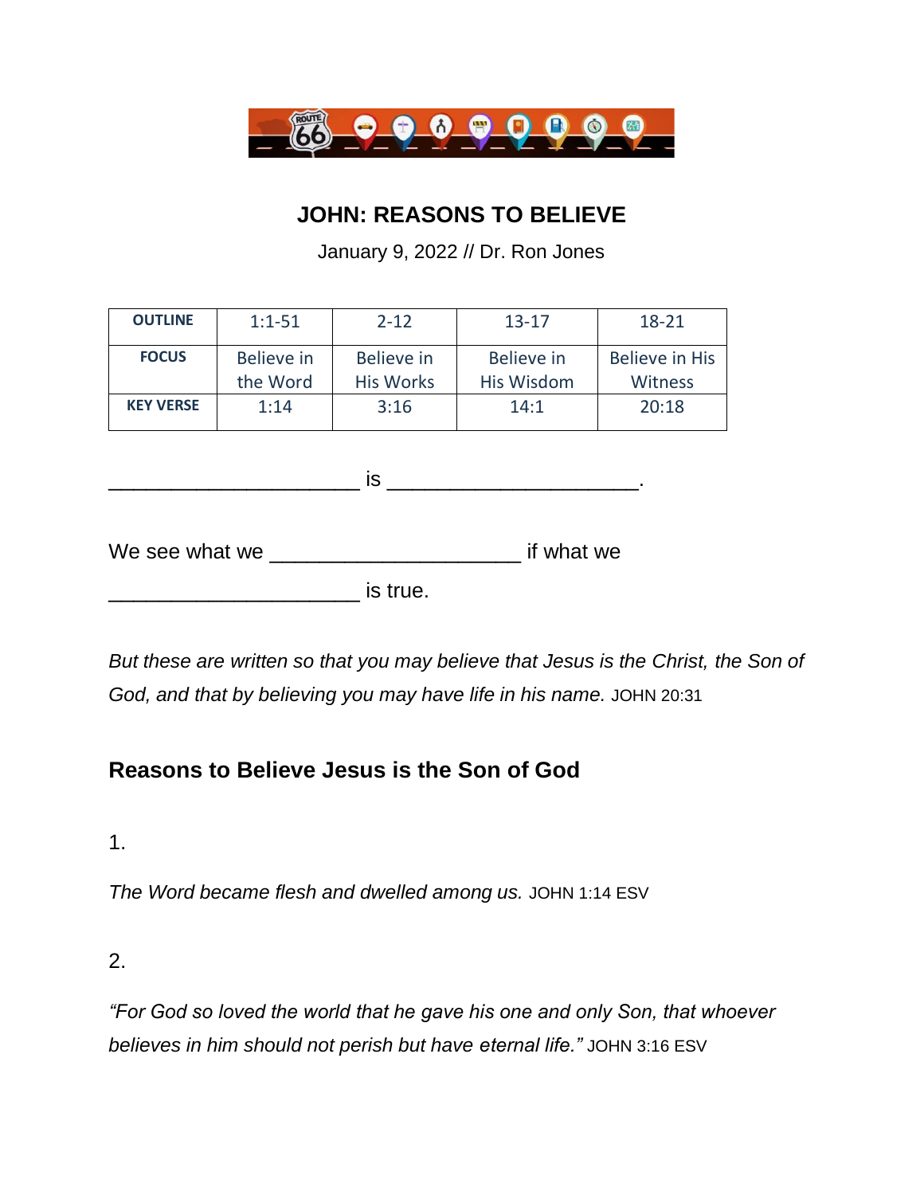# JOHN: REASONS TO BELIEVE

January 9, 2022 // Dr. Ron Jones

| OUTLINE | 1:1-51 | 2-12 | 13-17 | 18-21 |
|---|---|---|---|---|
| FOCUS | Believe in the Word | Believe in His Works | Believe in His Wisdom | Believe in His Witness |
| KEY VERSE | 1:14 | 3:16 | 14:1 | 20:18 |

_____________________ is _____________________.

We see what we _____________________ if what we _____________________ is true.

*But these are written so that you may believe that Jesus is the Christ, the Son of God, and that by believing you may have life in his name.* JOHN 20:31

## Reasons to Believe Jesus is the Son of God

1.

*The Word became flesh and dwelled among us.* JOHN 1:14 ESV

2.

*"For God so loved the world that he gave his one and only Son, that whoever believes in him should not perish but have eternal life."* JOHN 3:16 ESV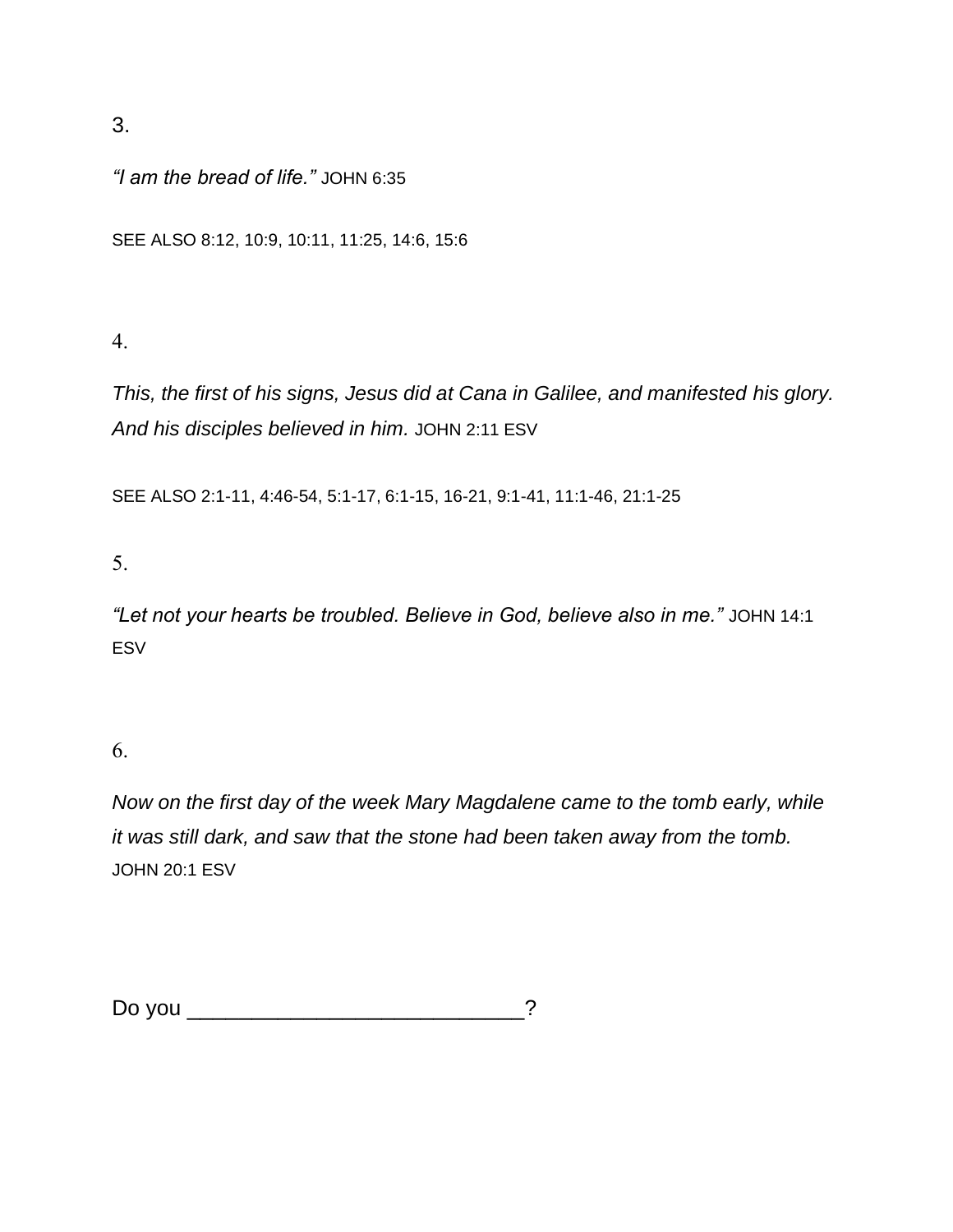3.

*“I am the bread of life.”* JOHN 6:35

SEE ALSO 8:12, 10:9, 10:11, 11:25, 14:6, 15:6

4.

*This, the first of his signs, Jesus did at Cana in Galilee, and manifested his glory. And his disciples believed in him.* JOHN 2:11 ESV

SEE ALSO 2:1-11, 4:46-54, 5:1-17, 6:1-15, 16-21, 9:1-41, 11:1-46, 21:1-25

5.

*“Let not your hearts be troubled. Believe in God, believe also in me.”* JOHN 14:1 ESV

6.

*Now on the first day of the week Mary Magdalene came to the tomb early, while it was still dark, and saw that the stone had been taken away from the tomb.* JOHN 20:1 ESV

Do you ___________________________?